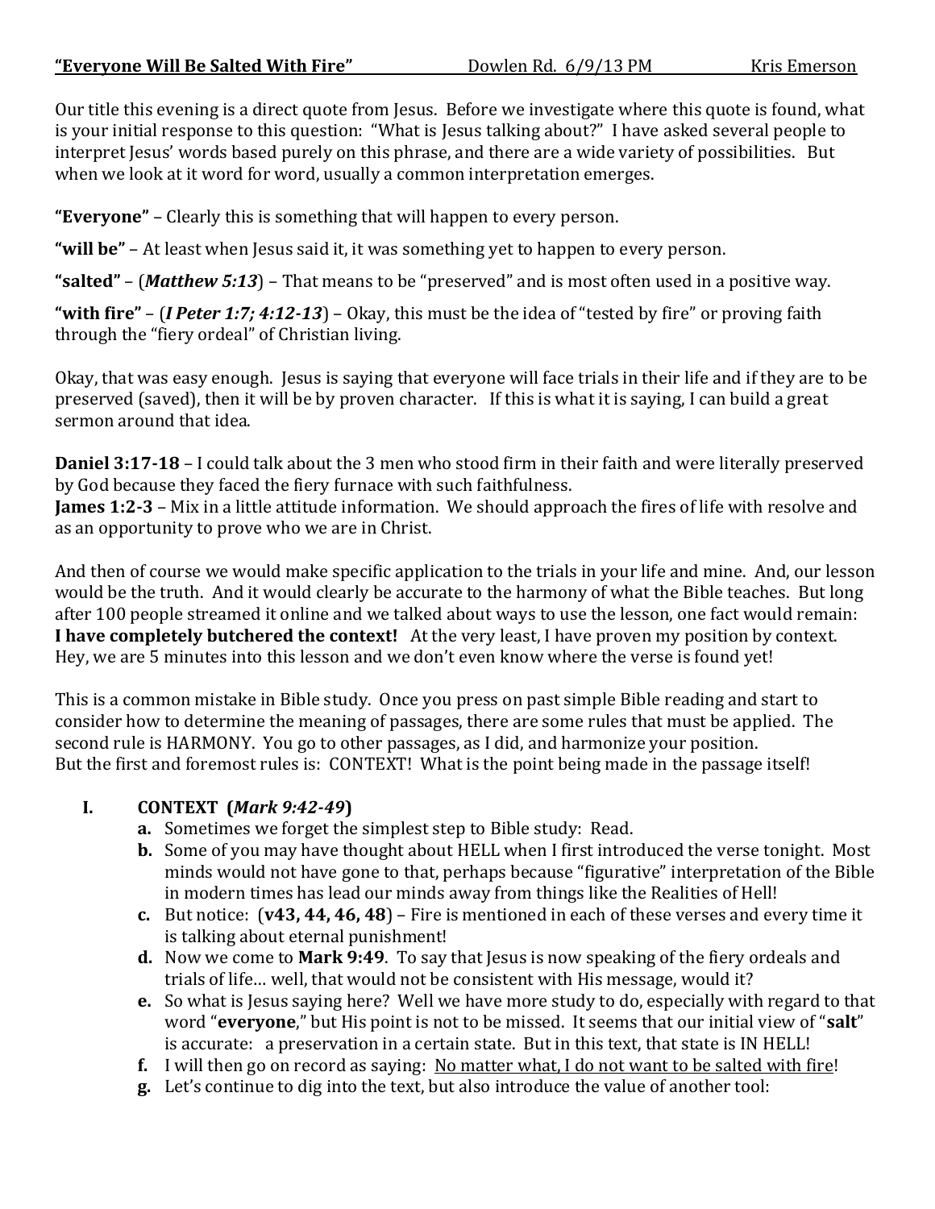**"Everyone Will Be Salted With Fire"** Dowlen Rd. 6/9/13 PM Kris Emerson

Our title this evening is a direct quote from Jesus. Before we investigate where this quote is found, what is your initial response to this question: "What is Jesus talking about?" I have asked several people to interpret Jesus' words based purely on this phrase, and there are a wide variety of possibilities. But when we look at it word for word, usually a common interpretation emerges.

**"Everyone"** – Clearly this is something that will happen to every person.

**"will be"** – At least when Jesus said it, it was something yet to happen to every person.

**"salted"** – (***Matthew 5:13***) – That means to be "preserved" and is most often used in a positive way.

**"with fire"** – (***I Peter 1:7; 4:12-13***) – Okay, this must be the idea of "tested by fire" or proving faith through the "fiery ordeal" of Christian living.

Okay, that was easy enough. Jesus is saying that everyone will face trials in their life and if they are to be preserved (saved), then it will be by proven character. If this is what it is saying, I can build a great sermon around that idea.

**Daniel 3:17-18** – I could talk about the 3 men who stood firm in their faith and were literally preserved by God because they faced the fiery furnace with such faithfulness.
**James 1:2-3** – Mix in a little attitude information. We should approach the fires of life with resolve and as an opportunity to prove who we are in Christ.

And then of course we would make specific application to the trials in your life and mine. And, our lesson would be the truth. And it would clearly be accurate to the harmony of what the Bible teaches. But long after 100 people streamed it online and we talked about ways to use the lesson, one fact would remain: **I have completely butchered the context!** At the very least, I have proven my position by context. Hey, we are 5 minutes into this lesson and we don't even know where the verse is found yet!

This is a common mistake in Bible study. Once you press on past simple Bible reading and start to consider how to determine the meaning of passages, there are some rules that must be applied. The second rule is HARMONY. You go to other passages, as I did, and harmonize your position.
But the first and foremost rules is: CONTEXT! What is the point being made in the passage itself!

## I. CONTEXT (*Mark 9:42-49*)

a. Sometimes we forget the simplest step to Bible study: Read.

b. Some of you may have thought about HELL when I first introduced the verse tonight. Most minds would not have gone to that, perhaps because "figurative" interpretation of the Bible in modern times has lead our minds away from things like the Realities of Hell!

c. But notice: (**v43, 44, 46, 48**) – Fire is mentioned in each of these verses and every time it is talking about eternal punishment!

d. Now we come to **Mark 9:49**. To say that Jesus is now speaking of the fiery ordeals and trials of life... well, that would not be consistent with His message, would it?

e. So what is Jesus saying here? Well we have more study to do, especially with regard to that word "**everyone**," but His point is not to be missed. It seems that our initial view of "**salt**" is accurate: a preservation in a certain state. But in this text, that state is IN HELL!

f. I will then go on record as saying: <u>No matter what, I do not want to be salted with fire</u>!

g. Let's continue to dig into the text, but also introduce the value of another tool: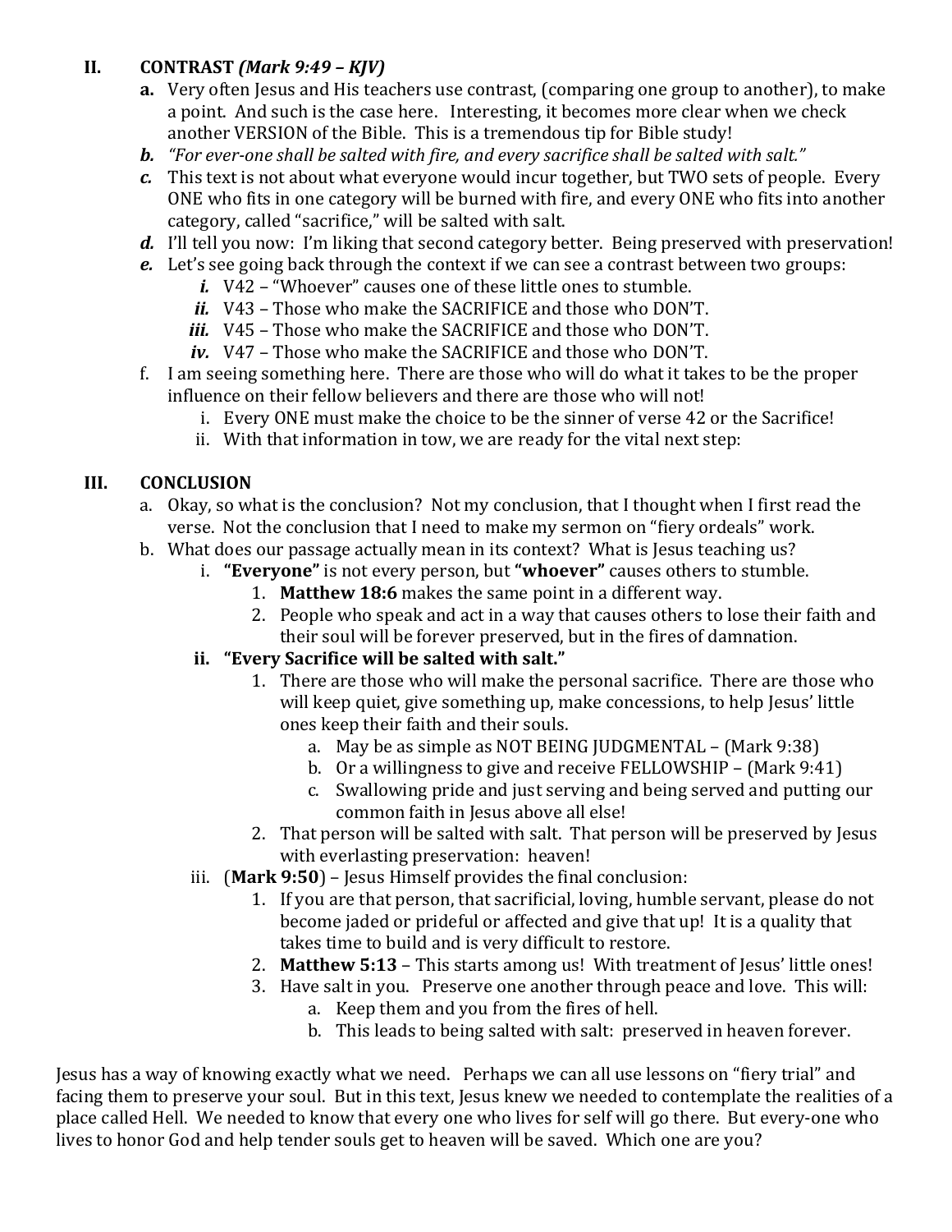## II. CONTRAST *(Mark 9:49 – KJV)*

- **a.** Very often Jesus and His teachers use contrast, (comparing one group to another), to make a point. And such is the case here. Interesting, it becomes more clear when we check another VERSION of the Bible. This is a tremendous tip for Bible study!
- ***b.*** *"For ever-one shall be salted with fire, and every sacrifice shall be salted with salt."*
- ***c.*** This text is not about what everyone would incur together, but TWO sets of people. Every ONE who fits in one category will be burned with fire, and every ONE who fits into another category, called "sacrifice," will be salted with salt.
- ***d.*** I'll tell you now: I'm liking that second category better. Being preserved with preservation!
- ***e.*** Let's see going back through the context if we can see a contrast between two groups:
  - ***i.*** V42 – "Whoever" causes one of these little ones to stumble.
  - ***ii.*** V43 – Those who make the SACRIFICE and those who DON'T.
  - ***iii.*** V45 – Those who make the SACRIFICE and those who DON'T.
  - ***iv.*** V47 – Those who make the SACRIFICE and those who DON'T.
- f. I am seeing something here. There are those who will do what it takes to be the proper influence on their fellow believers and there are those who will not!
  - i. Every ONE must make the choice to be the sinner of verse 42 or the Sacrifice!
  - ii. With that information in tow, we are ready for the vital next step:

## III. CONCLUSION

- a. Okay, so what is the conclusion? Not my conclusion, that I thought when I first read the verse. Not the conclusion that I need to make my sermon on "fiery ordeals" work.
- b. What does our passage actually mean in its context? What is Jesus teaching us?
  - i. **"Everyone"** is not every person, but **"whoever"** causes others to stumble.
    1. **Matthew 18:6** makes the same point in a different way.
    2. People who speak and act in a way that causes others to lose their faith and their soul will be forever preserved, but in the fires of damnation.
  - **ii. "Every Sacrifice will be salted with salt."**
    1. There are those who will make the personal sacrifice. There are those who will keep quiet, give something up, make concessions, to help Jesus' little ones keep their faith and their souls.
       - a. May be as simple as NOT BEING JUDGMENTAL – (Mark 9:38)
       - b. Or a willingness to give and receive FELLOWSHIP – (Mark 9:41)
       - c. Swallowing pride and just serving and being served and putting our common faith in Jesus above all else!
    2. That person will be salted with salt. That person will be preserved by Jesus with everlasting preservation: heaven!
  - iii. (**Mark 9:50**) – Jesus Himself provides the final conclusion:
    1. If you are that person, that sacrificial, loving, humble servant, please do not become jaded or prideful or affected and give that up! It is a quality that takes time to build and is very difficult to restore.
    2. **Matthew 5:13** – This starts among us! With treatment of Jesus' little ones!
    3. Have salt in you. Preserve one another through peace and love. This will:
       - a. Keep them and you from the fires of hell.
       - b. This leads to being salted with salt: preserved in heaven forever.

Jesus has a way of knowing exactly what we need. Perhaps we can all use lessons on "fiery trial" and facing them to preserve your soul. But in this text, Jesus knew we needed to contemplate the realities of a place called Hell. We needed to know that every one who lives for self will go there. But every-one who lives to honor God and help tender souls get to heaven will be saved. Which one are you?